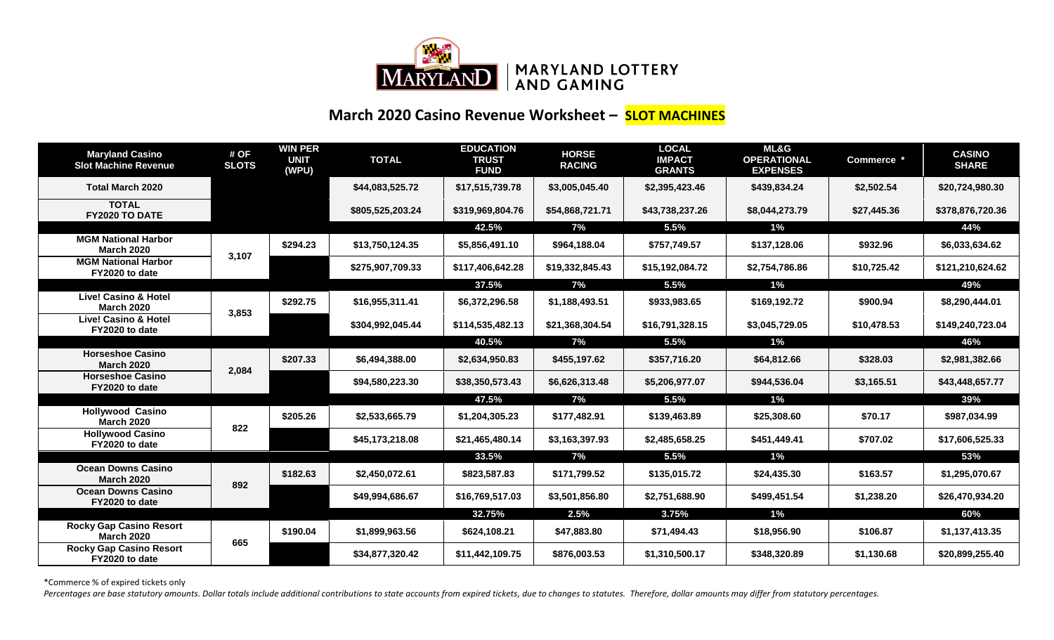MARYLAND | MARYLAND LOTTERY AND GAMING

## March 2020 Casino Revenue Worksheet – SLOT MACHINES

| Maryland Casino Slot Machine Revenue | # OF SLOTS | WIN PER UNIT (WPU) | TOTAL | EDUCATION TRUST FUND | HORSE RACING | LOCAL IMPACT GRANTS | ML&G OPERATIONAL EXPENSES | Commerce * | CASINO SHARE |
|---|---|---|---|---|---|---|---|---|---|
| **Total March 2020** | | | $44,083,525.72 | $17,515,739.78 | $3,005,045.40 | $2,395,423.46 | $439,834.24 | $2,502.54 | $20,724,980.30 |
| **TOTAL FY2020 TO DATE** | | | $805,525,203.24 | $319,969,804.76 | $54,868,721.71 | $43,738,237.26 | $8,044,273.79 | $27,445.36 | $378,876,720.36 |
| | | | | 42.5% | 7% | 5.5% | 1% | | 44% |
| **MGM National Harbor March 2020** | 3,107 | $294.23 | $13,750,124.35 | $5,856,491.10 | $964,188.04 | $757,749.57 | $137,128.06 | $932.96 | $6,033,634.62 |
| **MGM National Harbor FY2020 to date** | | | $275,907,709.33 | $117,406,642.28 | $19,332,845.43 | $15,192,084.72 | $2,754,786.86 | $10,725.42 | $121,210,624.62 |
| | | | | 37.5% | 7% | 5.5% | 1% | | 49% |
| **Live! Casino & Hotel March 2020** | 3,853 | $292.75 | $16,955,311.41 | $6,372,296.58 | $1,188,493.51 | $933,983.65 | $169,192.72 | $900.94 | $8,290,444.01 |
| **Live! Casino & Hotel FY2020 to date** | | | $304,992,045.44 | $114,535,482.13 | $21,368,304.54 | $16,791,328.15 | $3,045,729.05 | $10,478.53 | $149,240,723.04 |
| | | | | 40.5% | 7% | 5.5% | 1% | | 46% |
| **Horseshoe Casino March 2020** | 2,084 | $207.33 | $6,494,388.00 | $2,634,950.83 | $455,197.62 | $357,716.20 | $64,812.66 | $328.03 | $2,981,382.66 |
| **Horseshoe Casino FY2020 to date** | | | $94,580,223.30 | $38,350,573.43 | $6,626,313.48 | $5,206,977.07 | $944,536.04 | $3,165.51 | $43,448,657.77 |
| | | | | 47.5% | 7% | 5.5% | 1% | | 39% |
| **Hollywood Casino March 2020** | 822 | $205.26 | $2,533,665.79 | $1,204,305.23 | $177,482.91 | $139,463.89 | $25,308.60 | $70.17 | $987,034.99 |
| **Hollywood Casino FY2020 to date** | | | $45,173,218.08 | $21,465,480.14 | $3,163,397.93 | $2,485,658.25 | $451,449.41 | $707.02 | $17,606,525.33 |
| | | | | 33.5% | 7% | 5.5% | 1% | | 53% |
| **Ocean Downs Casino March 2020** | 892 | $182.63 | $2,450,072.61 | $823,587.83 | $171,799.52 | $135,015.72 | $24,435.30 | $163.57 | $1,295,070.67 |
| **Ocean Downs Casino FY2020 to date** | | | $49,994,686.67 | $16,769,517.03 | $3,501,856.80 | $2,751,688.90 | $499,451.54 | $1,238.20 | $26,470,934.20 |
| | | | | 32.75% | 2.5% | 3.75% | 1% | | 60% |
| **Rocky Gap Casino Resort March 2020** | 665 | $190.04 | $1,899,963.56 | $624,108.21 | $47,883.80 | $71,494.43 | $18,956.90 | $106.87 | $1,137,413.35 |
| **Rocky Gap Casino Resort FY2020 to date** | | | $34,877,320.42 | $11,442,109.75 | $876,003.53 | $1,310,500.17 | $348,320.89 | $1,130.68 | $20,899,255.40 |

*Commerce % of expired tickets only

*Percentages are base statutory amounts. Dollar totals include additional contributions to state accounts from expired tickets, due to changes to statutes. Therefore, dollar amounts may differ from statutory percentages.*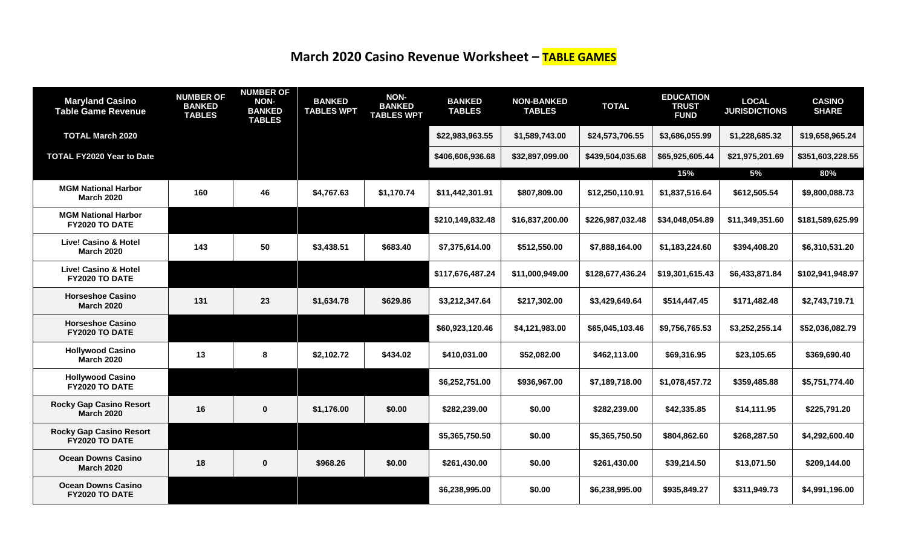# March 2020 Casino Revenue Worksheet – TABLE GAMES

| Maryland Casino Table Game Revenue | NUMBER OF BANKED TABLES | NUMBER OF NON-BANKED TABLES | BANKED TABLES WPT | NON-BANKED TABLES WPT | BANKED TABLES | NON-BANKED TABLES | TOTAL | EDUCATION TRUST FUND | LOCAL JURISDICTIONS | CASINO SHARE |
|---|---|---|---|---|---|---|---|---|---|---|
| **TOTAL March 2020** | | | | | $22,983,963.55 | $1,589,743.00 | $24,573,706.55 | $3,686,055.99 | $1,228,685.32 | $19,658,965.24 |
| **TOTAL FY2020 Year to Date** | | | | | $406,606,936.68 | $32,897,099.00 | $439,504,035.68 | $65,925,605.44 | $21,975,201.69 | $351,603,228.55 |
| | | | | | | | | 15% | 5% | 80% |
| **MGM National Harbor March 2020** | 160 | 46 | $4,767.63 | $1,170.74 | $11,442,301.91 | $807,809.00 | $12,250,110.91 | $1,837,516.64 | $612,505.54 | $9,800,088.73 |
| **MGM National Harbor FY2020 TO DATE** | | | | | $210,149,832.48 | $16,837,200.00 | $226,987,032.48 | $34,048,054.89 | $11,349,351.60 | $181,589,625.99 |
| **Live! Casino & Hotel March 2020** | 143 | 50 | $3,438.51 | $683.40 | $7,375,614.00 | $512,550.00 | $7,888,164.00 | $1,183,224.60 | $394,408.20 | $6,310,531.20 |
| **Live! Casino & Hotel FY2020 TO DATE** | | | | | $117,676,487.24 | $11,000,949.00 | $128,677,436.24 | $19,301,615.43 | $6,433,871.84 | $102,941,948.97 |
| **Horseshoe Casino March 2020** | 131 | 23 | $1,634.78 | $629.86 | $3,212,347.64 | $217,302.00 | $3,429,649.64 | $514,447.45 | $171,482.48 | $2,743,719.71 |
| **Horseshoe Casino FY2020 TO DATE** | | | | | $60,923,120.46 | $4,121,983.00 | $65,045,103.46 | $9,756,765.53 | $3,252,255.14 | $52,036,082.79 |
| **Hollywood Casino March 2020** | 13 | 8 | $2,102.72 | $434.02 | $410,031.00 | $52,082.00 | $462,113.00 | $69,316.95 | $23,105.65 | $369,690.40 |
| **Hollywood Casino FY2020 TO DATE** | | | | | $6,252,751.00 | $936,967.00 | $7,189,718.00 | $1,078,457.72 | $359,485.88 | $5,751,774.40 |
| **Rocky Gap Casino Resort March 2020** | 16 | 0 | $1,176.00 | $0.00 | $282,239.00 | $0.00 | $282,239.00 | $42,335.85 | $14,111.95 | $225,791.20 |
| **Rocky Gap Casino Resort FY2020 TO DATE** | | | | | $5,365,750.50 | $0.00 | $5,365,750.50 | $804,862.60 | $268,287.50 | $4,292,600.40 |
| **Ocean Downs Casino March 2020** | 18 | 0 | $968.26 | $0.00 | $261,430.00 | $0.00 | $261,430.00 | $39,214.50 | $13,071.50 | $209,144.00 |
| **Ocean Downs Casino FY2020 TO DATE** | | | | | $6,238,995.00 | $0.00 | $6,238,995.00 | $935,849.27 | $311,949.73 | $4,991,196.00 |